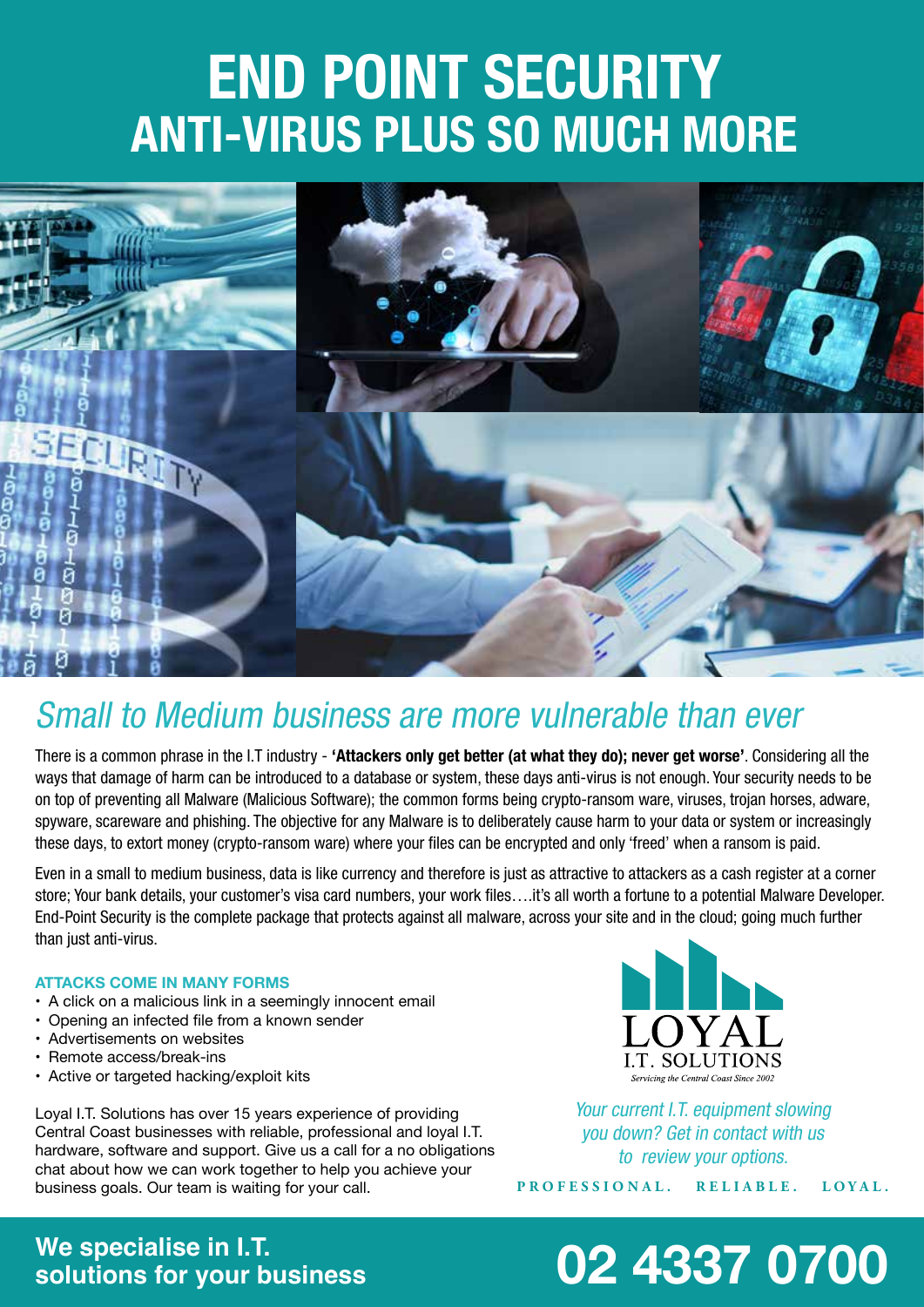# END POINT SECURITY
## ANTI-VIRUS PLUS SO MUCH MORE

## *Small to Medium business are more vulnerable than ever*

There is a common phrase in the I.T industry - **'Attackers only get better (at what they do); never get worse'**. Considering all the ways that damage of harm can be introduced to a database or system, these days anti-virus is not enough. Your security needs to be on top of preventing all Malware (Malicious Software); the common forms being crypto-ransom ware, viruses, trojan horses, adware, spyware, scareware and phishing. The objective for any Malware is to deliberately cause harm to your data or system or increasingly these days, to extort money (crypto-ransom ware) where your files can be encrypted and only 'freed' when a ransom is paid.

Even in a small to medium business, data is like currency and therefore is just as attractive to attackers as a cash register at a corner store; Your bank details, your customer's visa card numbers, your work files….it's all worth a fortune to a potential Malware Developer. End-Point Security is the complete package that protects against all malware, across your site and in the cloud; going much further than just anti-virus.

### ATTACKS COME IN MANY FORMS

- A click on a malicious link in a seemingly innocent email
- Opening an infected file from a known sender
- Advertisements on websites
- Remote access/break-ins
- Active or targeted hacking/exploit kits

Loyal I.T. Solutions has over 15 years experience of providing Central Coast businesses with reliable, professional and loyal I.T. hardware, software and support. Give us a call for a no obligations chat about how we can work together to help you achieve your business goals. Our team is waiting for your call.

LOYAL I.T. SOLUTIONS
*Servicing the Central Coast Since 2002*

*Your current I.T. equipment slowing you down? Get in contact with us to review your options.*

PROFESSIONAL. RELIABLE. LOYAL.

**We specialise in I.T. solutions for your business**

# 02 4337 0700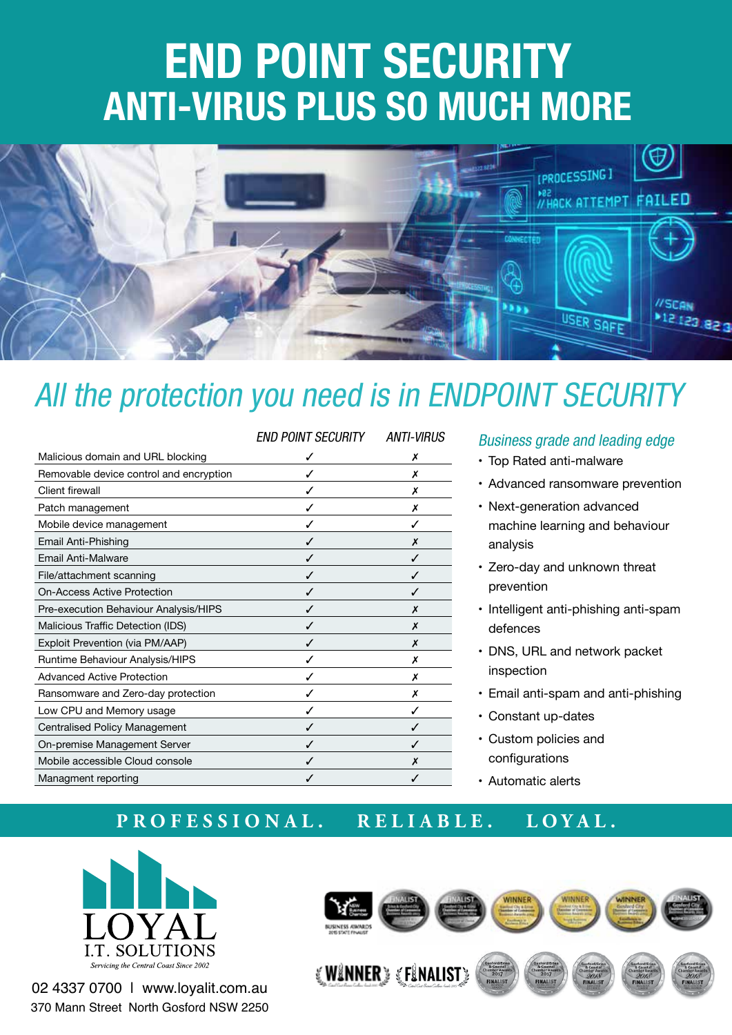# END POINT SECURITY
## ANTI-VIRUS PLUS SO MUCH MORE

## *All the protection you need is in ENDPOINT SECURITY*

| | *END POINT SECURITY* | *ANTI-VIRUS* |
|---|---|---|
| Malicious domain and URL blocking | ✓ | ✗ |
| Removable device control and encryption | ✓ | ✗ |
| Client firewall | ✓ | ✗ |
| Patch management | ✓ | ✗ |
| Mobile device management | ✓ | ✓ |
| Email Anti-Phishing | ✓ | ✗ |
| Email Anti-Malware | ✓ | ✓ |
| File/attachment scanning | ✓ | ✓ |
| On-Access Active Protection | ✓ | ✓ |
| Pre-execution Behaviour Analysis/HIPS | ✓ | ✗ |
| Malicious Traffic Detection (IDS) | ✓ | ✗ |
| Exploit Prevention (via PM/AAP) | ✓ | ✗ |
| Runtime Behaviour Analysis/HIPS | ✓ | ✗ |
| Advanced Active Protection | ✓ | ✗ |
| Ransomware and Zero-day protection | ✓ | ✗ |
| Low CPU and Memory usage | ✓ | ✓ |
| Centralised Policy Management | ✓ | ✓ |
| On-premise Management Server | ✓ | ✓ |
| Mobile accessible Cloud console | ✓ | ✗ |
| Managment reporting | ✓ | ✓ |

### *Business grade and leading edge*

- Top Rated anti-malware
- Advanced ransomware prevention
- Next-generation advanced machine learning and behaviour analysis
- Zero-day and unknown threat prevention
- Intelligent anti-phishing anti-spam defences
- DNS, URL and network packet inspection
- Email anti-spam and anti-phishing
- Constant up-dates
- Custom policies and configurations
- Automatic alerts

**PROFESSIONAL. RELIABLE. LOYAL.**

LOYAL I.T. SOLUTIONS
*Servicing the Central Coast Since 2002*

02 4337 0700 | www.loyalit.com.au
370 Mann Street North Gosford NSW 2250